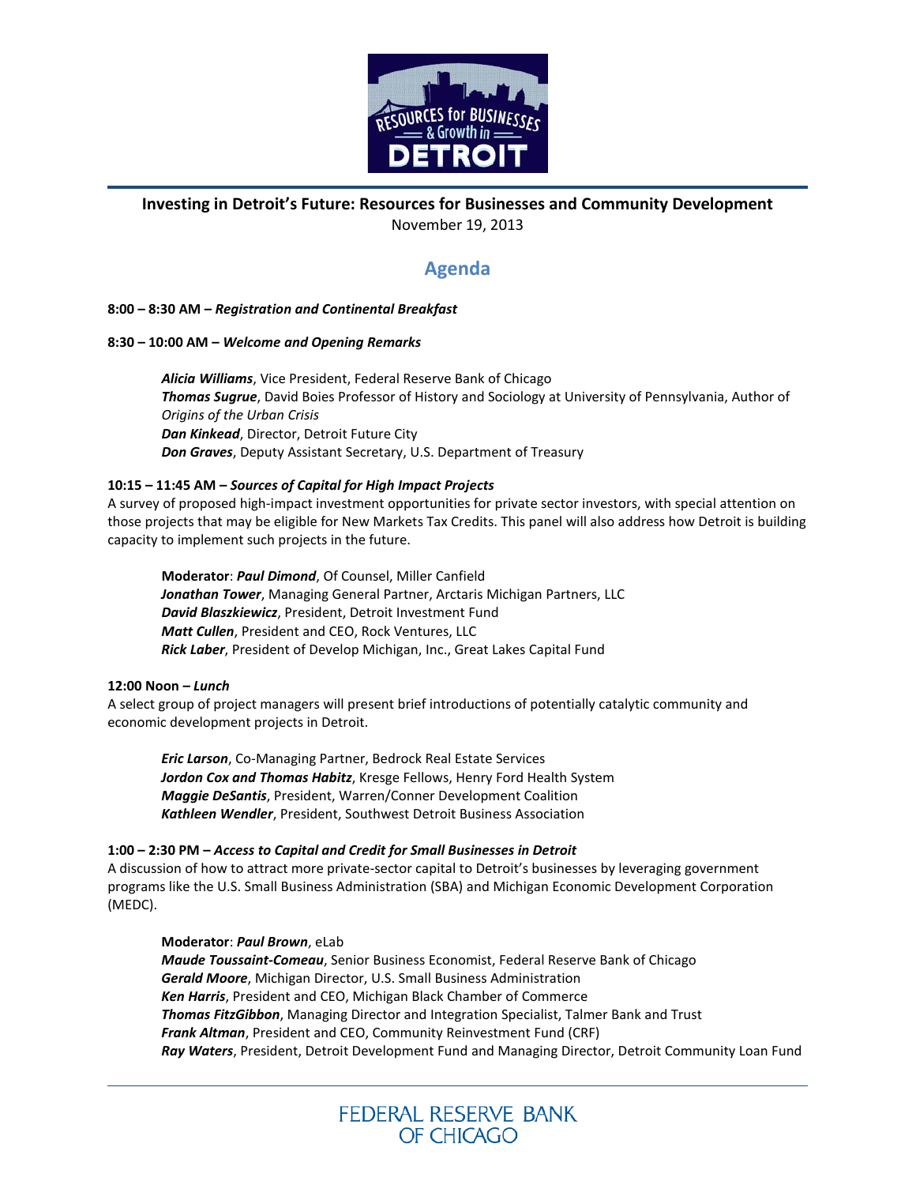# Investing in Detroit's Future: Resources for Businesses and Community Development

November 19, 2013

## Agenda

**8:00 – 8:30 AM – *Registration and Continental Breakfast***

**8:30 – 10:00 AM – *Welcome and Opening Remarks***

***Alicia Williams***, Vice President, Federal Reserve Bank of Chicago
***Thomas Sugrue***, David Boies Professor of History and Sociology at University of Pennsylvania, Author of *Origins of the Urban Crisis*
***Dan Kinkead***, Director, Detroit Future City
***Don Graves***, Deputy Assistant Secretary, U.S. Department of Treasury

**10:15 – 11:45 AM – *Sources of Capital for High Impact Projects***

A survey of proposed high-impact investment opportunities for private sector investors, with special attention on those projects that may be eligible for New Markets Tax Credits. This panel will also address how Detroit is building capacity to implement such projects in the future.

**Moderator**: ***Paul Dimond***, Of Counsel, Miller Canfield
***Jonathan Tower***, Managing General Partner, Arctaris Michigan Partners, LLC
***David Blaszkiewicz***, President, Detroit Investment Fund
***Matt Cullen***, President and CEO, Rock Ventures, LLC
***Rick Laber***, President of Develop Michigan, Inc., Great Lakes Capital Fund

**12:00 Noon – *Lunch***

A select group of project managers will present brief introductions of potentially catalytic community and economic development projects in Detroit.

***Eric Larson***, Co-Managing Partner, Bedrock Real Estate Services
***Jordon Cox and Thomas Habitz***, Kresge Fellows, Henry Ford Health System
***Maggie DeSantis***, President, Warren/Conner Development Coalition
***Kathleen Wendler***, President, Southwest Detroit Business Association

**1:00 – 2:30 PM – *Access to Capital and Credit for Small Businesses in Detroit***

A discussion of how to attract more private-sector capital to Detroit's businesses by leveraging government programs like the U.S. Small Business Administration (SBA) and Michigan Economic Development Corporation (MEDC).

**Moderator**: ***Paul Brown***, eLab
***Maude Toussaint-Comeau***, Senior Business Economist, Federal Reserve Bank of Chicago
***Gerald Moore***, Michigan Director, U.S. Small Business Administration
***Ken Harris***, President and CEO, Michigan Black Chamber of Commerce
***Thomas FitzGibbon***, Managing Director and Integration Specialist, Talmer Bank and Trust
***Frank Altman***, President and CEO, Community Reinvestment Fund (CRF)
***Ray Waters***, President, Detroit Development Fund and Managing Director, Detroit Community Loan Fund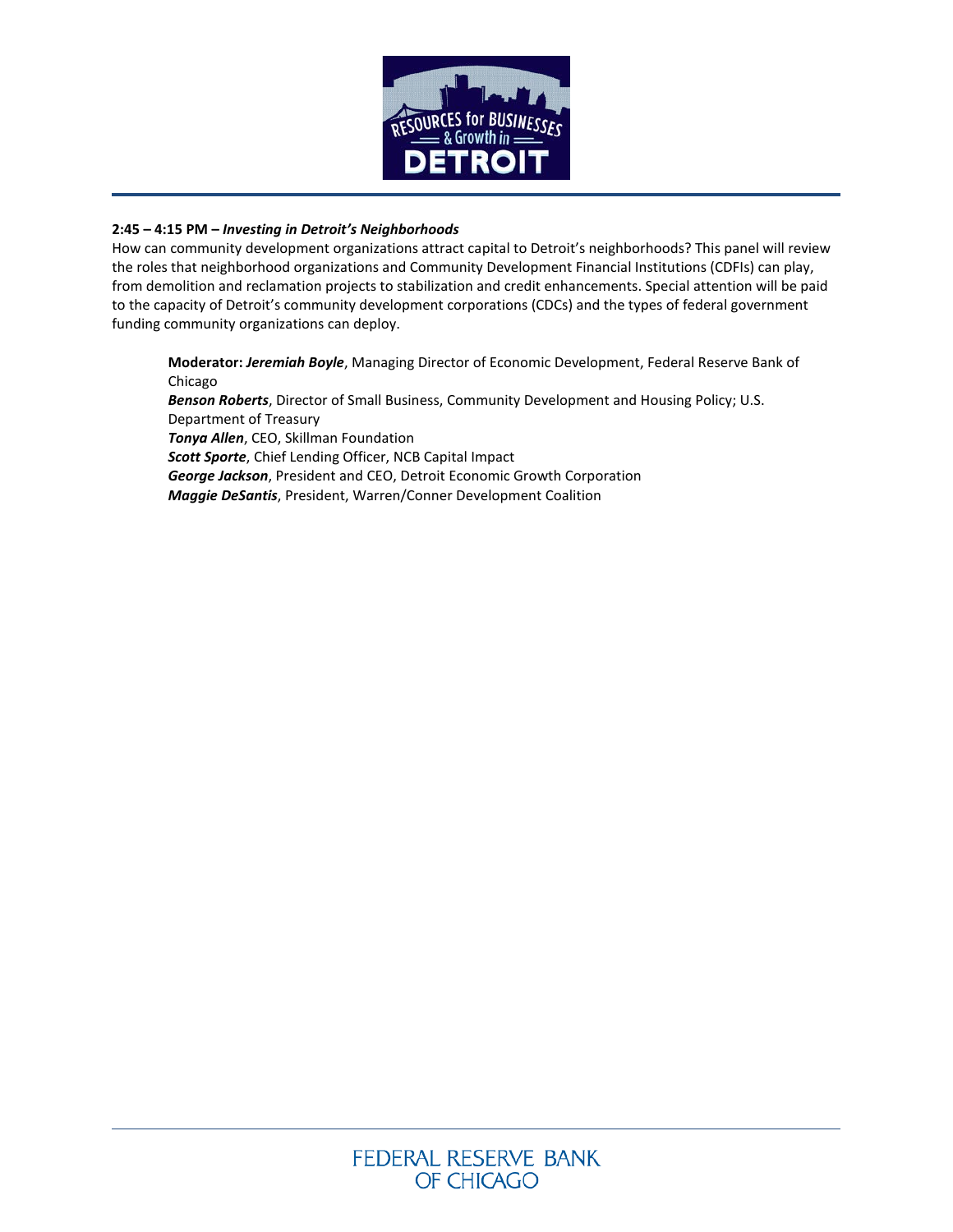**2:45 – 4:15 PM – *Investing in Detroit's Neighborhoods***

How can community development organizations attract capital to Detroit's neighborhoods? This panel will review the roles that neighborhood organizations and Community Development Financial Institutions (CDFIs) can play, from demolition and reclamation projects to stabilization and credit enhancements. Special attention will be paid to the capacity of Detroit's community development corporations (CDCs) and the types of federal government funding community organizations can deploy.

**Moderator: *Jeremiah Boyle***, Managing Director of Economic Development, Federal Reserve Bank of Chicago
***Benson Roberts***, Director of Small Business, Community Development and Housing Policy; U.S. Department of Treasury
***Tonya Allen***, CEO, Skillman Foundation
***Scott Sporte***, Chief Lending Officer, NCB Capital Impact
***George Jackson***, President and CEO, Detroit Economic Growth Corporation
***Maggie DeSantis***, President, Warren/Conner Development Coalition